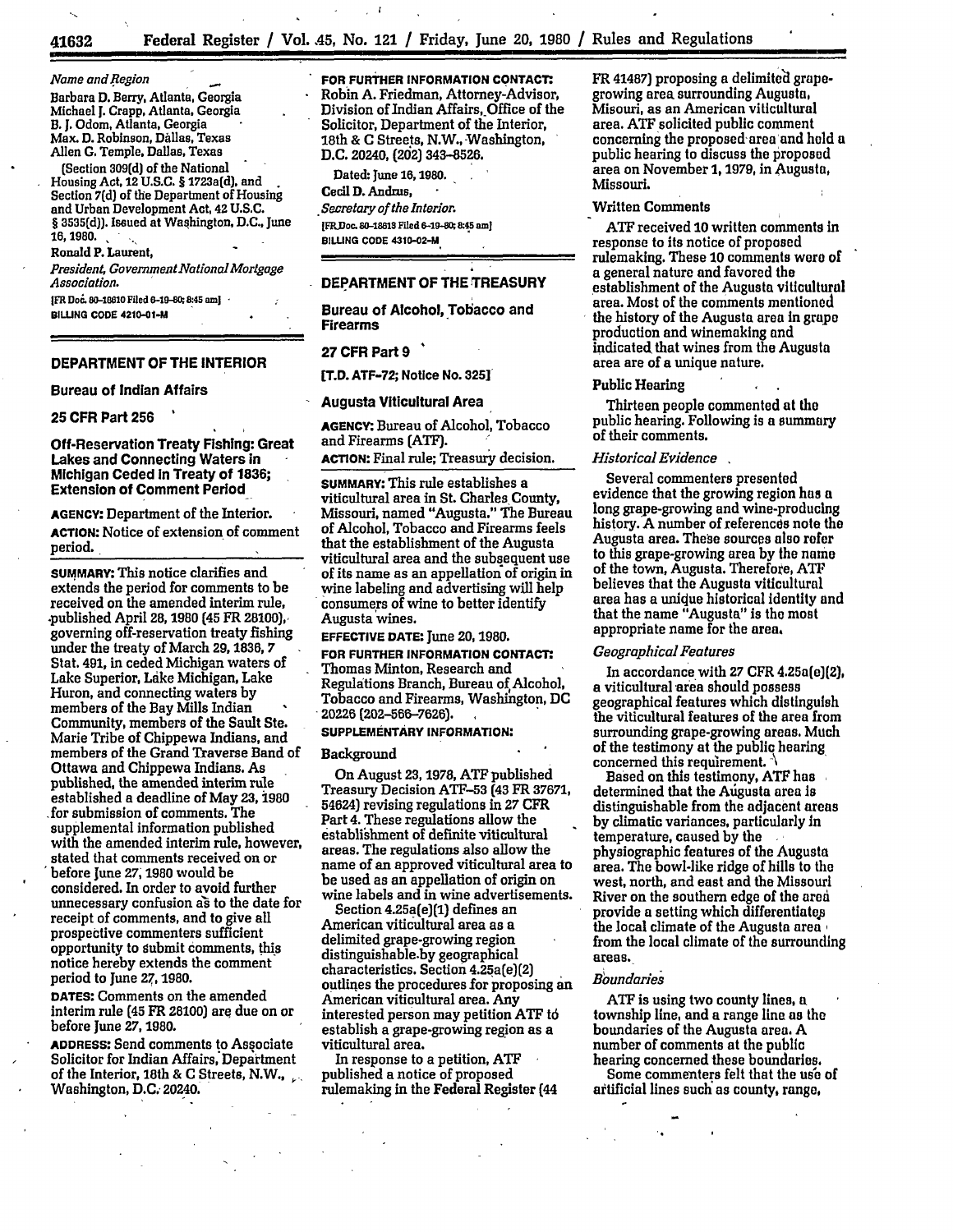*Name and Region*

Barbara D. Berry, Atlanta, Georgia
Michael J. Crapp, Atlanta, Georgia
B. J. Odom, Atlanta, Georgia
Max. D. Robinson, Dallas, Texas
Allen G. Temple, Dallas, Texas

(Section 309(d) of the National Housing Act, 12 U.S.C. § 1723a(d), and Section 7(d) of the Department of Housing and Urban Development Act, 42 U.S.C. § 3535(d)). Issued at Washington, D.C., June 16, 1980.

Ronald P. Laurent,

*President, Government National Mortgage Association.*

[FR Doc. 80-18610 Filed 6-19-80; 8:45 am]

BILLING CODE 4210-01-M

## DEPARTMENT OF THE INTERIOR

### Bureau of Indian Affairs

### 25 CFR Part 256

### Off-Reservation Treaty Fishing: Great Lakes and Connecting Waters in Michigan Ceded in Treaty of 1836; Extension of Comment Period

**AGENCY:** Department of the Interior.

**ACTION:** Notice of extension of comment period.

**SUMMARY:** This notice clarifies and extends the period for comments to be received on the amended interim rule, published April 28, 1980 (45 FR 28100), governing off-reservation treaty fishing under the treaty of March 29, 1836, 7 Stat. 491, in ceded Michigan waters of Lake Superior, Lake Michigan, Lake Huron, and connecting waters by members of the Bay Mills Indian Community, members of the Sault Ste. Marie Tribe of Chippewa Indians, and members of the Grand Traverse Band of Ottawa and Chippewa Indians. As published, the amended interim rule established a deadline of May 23, 1980 for submission of comments. The supplemental information published with the amended interim rule, however, stated that comments received on or before June 27, 1980 would be considered. In order to avoid further unnecessary confusion as to the date for receipt of comments, and to give all prospective commenters sufficient opportunity to submit comments, this notice hereby extends the comment period to June 27, 1980.

**DATES:** Comments on the amended interim rule (45 FR 28100) are due on or before June 27, 1980.

**ADDRESS:** Send comments to Associate Solicitor for Indian Affairs, Department of the Interior, 18th & C Streets, N.W., Washington, D.C. 20240.

**FOR FURTHER INFORMATION CONTACT:** Robin A. Friedman, Attorney-Advisor, Division of Indian Affairs, Office of the Solicitor, Department of the Interior, 18th & C Streets, N.W., Washington, D.C. 20240, (202) 343-8526.

Dated: June 16, 1980.

Cecil D. Andrus,

*Secretary of the Interior.*

[FR Doc. 80-18619 Filed 6-19-80; 8:45 am]

BILLING CODE 4310-02-M

## DEPARTMENT OF THE TREASURY

### Bureau of Alcohol, Tobacco and Firearms

### 27 CFR Part 9

### [T.D. ATF-72; Notice No. 325]

### Augusta Viticultural Area

**AGENCY:** Bureau of Alcohol, Tobacco and Firearms (ATF).

**ACTION:** Final rule; Treasury decision.

**SUMMARY:** This rule establishes a viticultural area in St. Charles County, Missouri, named "Augusta." The Bureau of Alcohol, Tobacco and Firearms feels that the establishment of the Augusta viticultural area and the subsequent use of its name as an appellation of origin in wine labeling and advertising will help consumers of wine to better identify Augusta wines.

**EFFECTIVE DATE:** June 20, 1980.

**FOR FURTHER INFORMATION CONTACT:** Thomas Minton, Research and Regulations Branch, Bureau of Alcohol, Tobacco and Firearms, Washington, DC 20226 (202-566-7626).

**SUPPLEMENTARY INFORMATION:**

#### Background

On August 23, 1978, ATF published Treasury Decision ATF-53 (43 FR 37671, 54624) revising regulations in 27 CFR Part 4. These regulations allow the establishment of definite viticultural areas. The regulations also allow the name of an approved viticultural area to be used as an appellation of origin on wine labels and in wine advertisements.

Section 4.25a(e)(1) defines an American viticultural area as a delimited grape-growing region distinguishable by geographical characteristics. Section 4.25a(e)(2) outlines the procedures for proposing an American viticultural area. Any interested person may petition ATF to establish a grape-growing region as a viticultural area.

In response to a petition, ATF published a notice of proposed rulemaking in the Federal Register (44 FR 41487) proposing a delimited grape-growing area surrounding Augusta, Misouri, as an American viticultural area. ATF solicited public comment concerning the proposed area and held a public hearing to discuss the proposed area on November 1, 1979, in Augusta, Missouri.

#### Written Comments

ATF received 10 written comments in response to its notice of proposed rulemaking. These 10 comments were of a general nature and favored the establishment of the Augusta viticultural area. Most of the comments mentioned the history of the Augusta area in grape production and winemaking and indicated that wines from the Augusta area are of a unique nature.

#### Public Hearing

Thirteen people commented at the public hearing. Following is a summary of their comments.

*Historical Evidence*

Several commenters presented evidence that the growing region has a long grape-growing and wine-producing history. A number of references note the Augusta area. These sources also refer to this grape-growing area by the name of the town, Augusta. Therefore, ATF believes that the Augusta viticultural area has a unique historical identity and that the name "Augusta" is the most appropriate name for the area.

*Geographical Features*

In accordance with 27 CFR 4.25a(e)(2), a viticultural area should possess geographical features which distinguish the viticultural features of the area from surrounding grape-growing areas. Much of the testimony at the public hearing concerned this requirement.

Based on this testimony, ATF has determined that the Augusta area is distinguishable from the adjacent areas by climatic variances, particularly in temperature, caused by the physiographic features of the Augusta area. The bowl-like ridge of hills to the west, north, and east and the Missouri River on the southern edge of the area provide a setting which differentiates the local climate of the Augusta area from the local climate of the surrounding areas.

*Boundaries*

ATF is using two county lines, a township line, and a range line as the boundaries of the Augusta area. A number of comments at the public hearing concerned these boundaries.

Some commenters felt that the use of artificial lines such as county, range,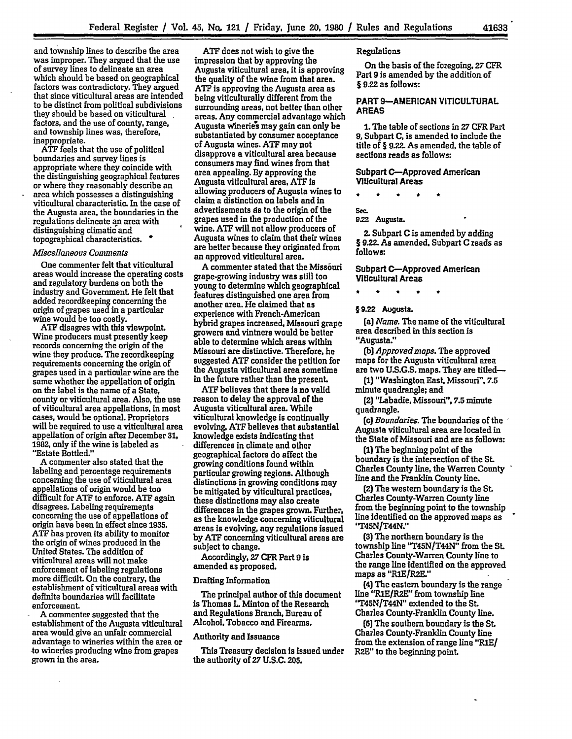and township lines to describe the area was improper. They argued that the use of survey lines to delineate an area which should be based on geographical factors was contradictory. They argued that since viticultural areas are intended to be distinct from political subdivisions they should be based on viticultural factors, and the use of county, range, and township lines was, therefore, inappropriate.

ATF feels that the use of political boundaries and survey lines is appropriate where they coincide with the distinguishing geographical features or where they reasonably describe an area which possesses a distinguishing viticultural characteristic. In the case of the Augusta area, the boundaries in the regulations delineate an area with distinguishing climatic and topographical characteristics.

*Miscellaneous Comments*

One commenter felt that viticultural areas would increase the operating costs and regulatory burdens on both the industry and Government. He felt that added recordkeeping concerning the origin of grapes used in a particular wine would be too costly.

ATF disagres with this viewpoint. Wine producers must presently keep records concerning the origin of the wine they produce. The recordkeeping requirements concerning the origin of grapes used in a particular wine are the same whether the appellation of origin on the label is the name of a State, county or viticultural area. Also, the use of viticultural area appellations, in most cases, would be optional. Proprietors will be required to use a viticultural area appellation of origin after December 31, 1982, only if the wine is labeled as "Estate Bottled."

A commenter also stated that the labeling and percentage requirements concerning the use of viticultural area appellations of origin would be too difficult for ATF to enforce. ATF again disagrees. Labeling requirements concerning the use of appellations of origin have been in effect since 1935. ATF has proven its ability to monitor the origin of wines produced in the United States. The addition of viticultural areas will not make enforcement of labeling regulations more difficult. On the contrary, the establishment of viticultural areas with definite boundaries will facilitate enforcement.

A commenter suggested that the establishment of the Augusta viticultural area would give an unfair commercial advantage to wineries within the area or to wineries producing wine from grapes grown in the area.

ATF does not wish to give the impression that by approving the Augusta viticultural area, it is approving the quality of the wine from that area. ATF is approving the Augusta area as being viticulturally different from the surrounding areas, not better than other areas. Any commercial advantage which Augusta wineries may gain can only be substantiated by consumer acceptance of Augusta wines. ATF may not disapprove a viticultural area because consumers may find wines from that area appealing. By approving the Augusta viticultural area, ATF is allowing producers of Augusta wines to claim a distinction on labels and in advertisements as to the origin of the grapes used in the production of the wine. ATF will not allow producers of Augusta wines to claim that their wines are better because they originated from an approved viticultural area.

A commenter stated that the Missouri grape-growing industry was still too young to determine which geographical features distinguished one area from another area. He claimed that as experience with French-American hybrid grapes increased, Missouri grape growers and vintners would be better able to determine which areas within Missouri are distinctive. Therefore, he suggested ATF consider the petition for the Augusta viticultural area sometime in the future rather than the present.

ATF believes that there is no valid reason to delay the approval of the Augusta viticultural area. While viticultural knowledge is continually evolving, ATF believes that substantial knowledge exists indicating that differences in climate and other geographical factors do affect the growing conditions found within particular growing regions. Although distinctions in growing conditions may be mitigated by viticultural practices, these distinctions may also create differences in the grapes grown. Further, as the knowledge concerning viticultural areas is evolving, any regulations issued by ATF concerning viticultural areas are subject to change.

Accordingly, 27 CFR Part 9 is amended as proposed.

## Drafting Information

The principal author of this document is Thomas L. Minton of the Research and Regulations Branch, Bureau of Alcohol, Tobacco and Firearms.

## Authority and Issuance

This Treasury decision is issued under the authority of 27 U.S.C. 205.

## Regulations

On the basis of the foregoing, 27 CFR Part 9 is amended by the addition of § 9.22 as follows:

## PART 9—AMERICAN VITICULTURAL AREAS

1. The table of sections in 27 CFR Part 9, Subpart C, is amended to include the title of § 9.22. As amended, the table of sections reads as follows:

### Subpart C—Approved American Viticultural Areas

\* \* \* \* \*

Sec.
9.22 Augusta.

2. Subpart C is amended by adding § 9.22. As amended, Subpart C reads as follows:

### Subpart C—Approved American Viticultural Areas

\* \* \* \* \*

**§ 9.22 Augusta.**

(a) *Name.* The name of the viticultural area described in this section is "Augusta."

(b) *Approved maps.* The approved maps for the Augusta viticultural area are two U.S.G.S. maps. They are titled—

(1) "Washington East, Missouri", 7.5 minute quadrangle; and

(2) "Labadie, Missouri", 7.5 minute quadrangle.

(c) *Boundaries.* The boundaries of the Augusta viticultural area are located in the State of Missouri and are as follows:

(1) The beginning point of the boundary is the intersection of the St. Charles County line, the Warren County line and the Franklin County line.

(2) The western boundary is the St. Charles County-Warren County line from the beginning point to the township line identified on the approved maps as "T45N/T44N."

(3) The northern boundary is the township line "T45N/T44N" from the St. Charles County-Warren County line to the range line identified on the approved maps as "R1E/R2E."

(4) The eastern boundary is the range line "R1E/R2E" from township line "T45N/T44N" extended to the St. Charles County-Franklin County line.

(5) The southern boundary is the St. Charles County-Franklin County line from the extension of range line "R1E/R2E" to the beginning point.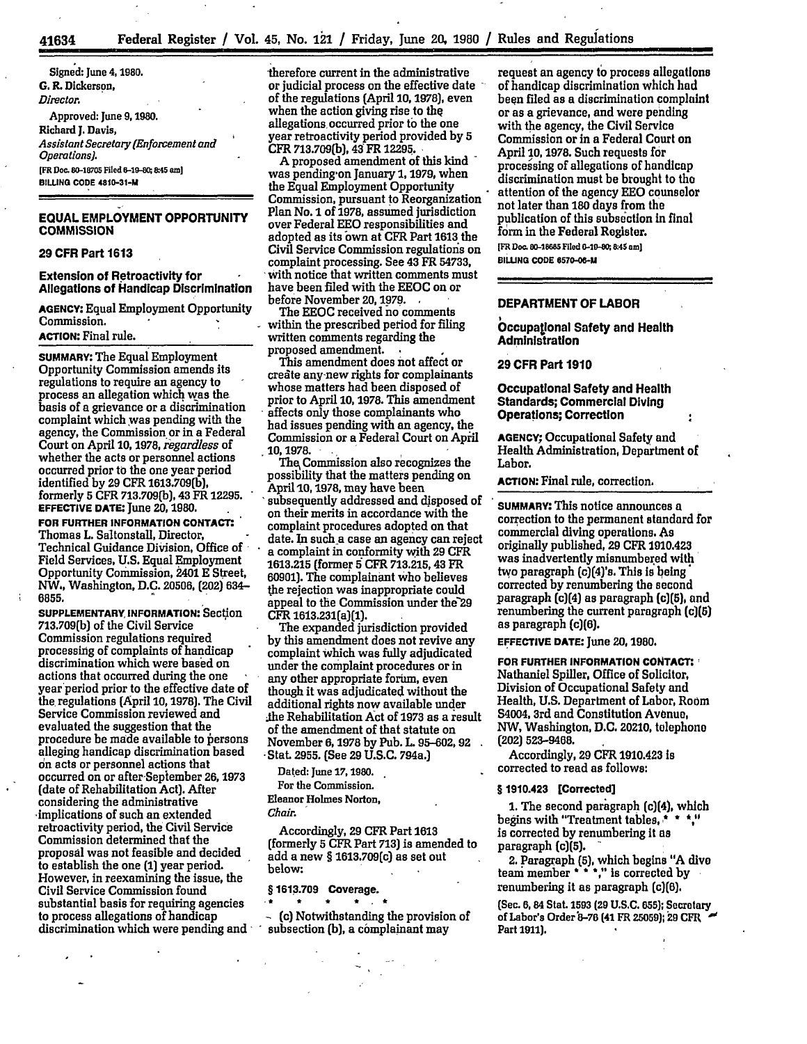Signed: June 4, 1980.

G. R. Dickerson,

*Director.*

Approved: June 9, 1980.

Richard J. Davis,

*Assistant Secretary (Enforcement and Operations).*

[FR Doc. 80-18705 Filed 6-19-80; 8:45 am]

BILLING CODE 4810-31-M

## EQUAL EMPLOYMENT OPPORTUNITY COMMISSION

### 29 CFR Part 1613

### Extension of Retroactivity for Allegations of Handicap Discrimination

**AGENCY:** Equal Employment Opportunity Commission.

**ACTION:** Final rule.

**SUMMARY:** The Equal Employment Opportunity Commission amends its regulations to require an agency to process an allegation which was the basis of a grievance or a discrimination complaint which was pending with the agency, the Commission or in a Federal Court on April 10, 1978, *regardless* of whether the acts or personnel actions occurred prior to the one year period identified by 29 CFR 1613.709(b), formerly 5 CFR 713.709(b), 43 FR 12295.

**EFFECTIVE DATE:** June 20, 1980.

**FOR FURTHER INFORMATION CONTACT:** Thomas L. Saltonstall, Director, Technical Guidance Division, Office of Field Services, U.S. Equal Employment Opportunity Commission, 2401 E Street, NW., Washington, D.C. 20506, (202) 634-6855.

**SUPPLEMENTARY INFORMATION:** Section 713.709(b) of the Civil Service Commission regulations required processing of complaints of handicap discrimination which were based on actions that occurred during the one year period prior to the effective date of the regulations (April 10, 1978). The Civil Service Commission reviewed and evaluated the suggestion that the procedure be made available to persons alleging handicap discrimination based on acts or personnel actions that occurred on or after September 26, 1973 (date of Rehabilitation Act). After considering the administrative implications of such an extended retroactivity period, the Civil Service Commission determined that the proposal was not feasible and decided to establish the one (1) year period. However, in reexamining the issue, the Civil Service Commission found substantial basis for requiring agencies to process allegations of handicap discrimination which were pending and therefore current in the administrative or judicial process on the effective date of the regulations (April 10, 1978), even when the action giving rise to the allegations occurred prior to the one year retroactivity period provided by 5 CFR 713.709(b), 43 FR 12295.

A proposed amendment of this kind was pending on January 1, 1979, when the Equal Employment Opportunity Commission, pursuant to Reorganization Plan No. 1 of 1978, assumed jurisdiction over Federal EEO responsibilities and adopted as its own at CFR Part 1613 the Civil Service Commission regulations on complaint processing. See 43 FR 54733, with notice that written comments must have been filed with the EEOC on or before November 20, 1979.

The EEOC received no comments within the prescribed period for filing written comments regarding the proposed amendment.

This amendment does not affect or create any new rights for complainants whose matters had been disposed of prior to April 10, 1978. This amendment affects only those complainants who had issues pending with an agency, the Commission or a Federal Court on April 10, 1978.

The Commission also recognizes the possibility that the matters pending on April 10, 1978, may have been subsequently addressed and disposed of on their merits in accordance with the complaint procedures adopted on that date. In such a case an agency can reject a complaint in conformity with 29 CFR 1613.215 (former 5 CFR 713.215, 43 FR 60901). The complainant who believes the rejection was inappropriate could appeal to the Commission under the 29 CFR 1613.231(a)(1).

The expanded jurisdiction provided by this amendment does not revive any complaint which was fully adjudicated under the complaint procedures or in any other appropriate forum, even though it was adjudicated without the additional rights now available under the Rehabilitation Act of 1973 as a result of the amendment of that statute on November 6, 1978 by Pub. L. 95-602, 92 Stat. 2955. (See 29 U.S.C. 794a.)

Dated: June 17, 1980.

For the Commission.

Eleanor Holmes Norton,

*Chair.*

Accordingly, 29 CFR Part 1613 (formerly 5 CFR Part 713) is amended to add a new § 1613.709(c) as set out below:

**§ 1613.709 Coverage.**

\* \* \* \* \*

(c) Notwithstanding the provision of subsection (b), a complainant may request an agency to process allegations of handicap discrimination which had been filed as a discrimination complaint or as a grievance, and were pending with the agency, the Civil Service Commission or in a Federal Court on April 10, 1978. Such requests for processing of allegations of handicap discrimination must be brought to the attention of the agency EEO counselor not later than 180 days from the publication of this subsection in final form in the Federal Register.

[FR Doc. 80-18685 Filed 6-19-80; 8:45 am]

BILLING CODE 6570-06-M

## DEPARTMENT OF LABOR

## Occupational Safety and Health Administration

### 29 CFR Part 1910

### Occupational Safety and Health Standards; Commercial Diving Operations; Correction

**AGENCY:** Occupational Safety and Health Administration, Department of Labor.

**ACTION:** Final rule, correction.

**SUMMARY:** This notice announces a correction to the permanent standard for commercial diving operations. As originally published, 29 CFR 1910.423 was inadvertently misnumbered with two paragraph (c)(4)'s. This is being corrected by renumbering the second paragraph (c)(4) as paragraph (c)(5), and renumbering the current paragraph (c)(5) as paragraph (c)(6).

**EFFECTIVE DATE:** June 20, 1980.

**FOR FURTHER INFORMATION CONTACT:** Nathaniel Spiller, Office of Solicitor, Division of Occupational Safety and Health, U.S. Department of Labor, Room S4004, 3rd and Constitution Avenue, NW, Washington, D.C. 20210, telephone (202) 523-9468.

Accordingly, 29 CFR 1910.423 is corrected to read as follows:

**§ 1910.423 [Corrected]**

1. The second paragraph (c)(4), which begins with "Treatment tables, \* \* \*," is corrected by renumbering it as paragraph (c)(5).

2. Paragraph (5), which begins "A dive team member \* \* \*," is corrected by renumbering it as paragraph (c)(6).

(Sec. 6, 84 Stat. 1593 (29 U.S.C. 655); Secretary of Labor's Order 8-76 (41 FR 25059); 29 CFR Part 1911).